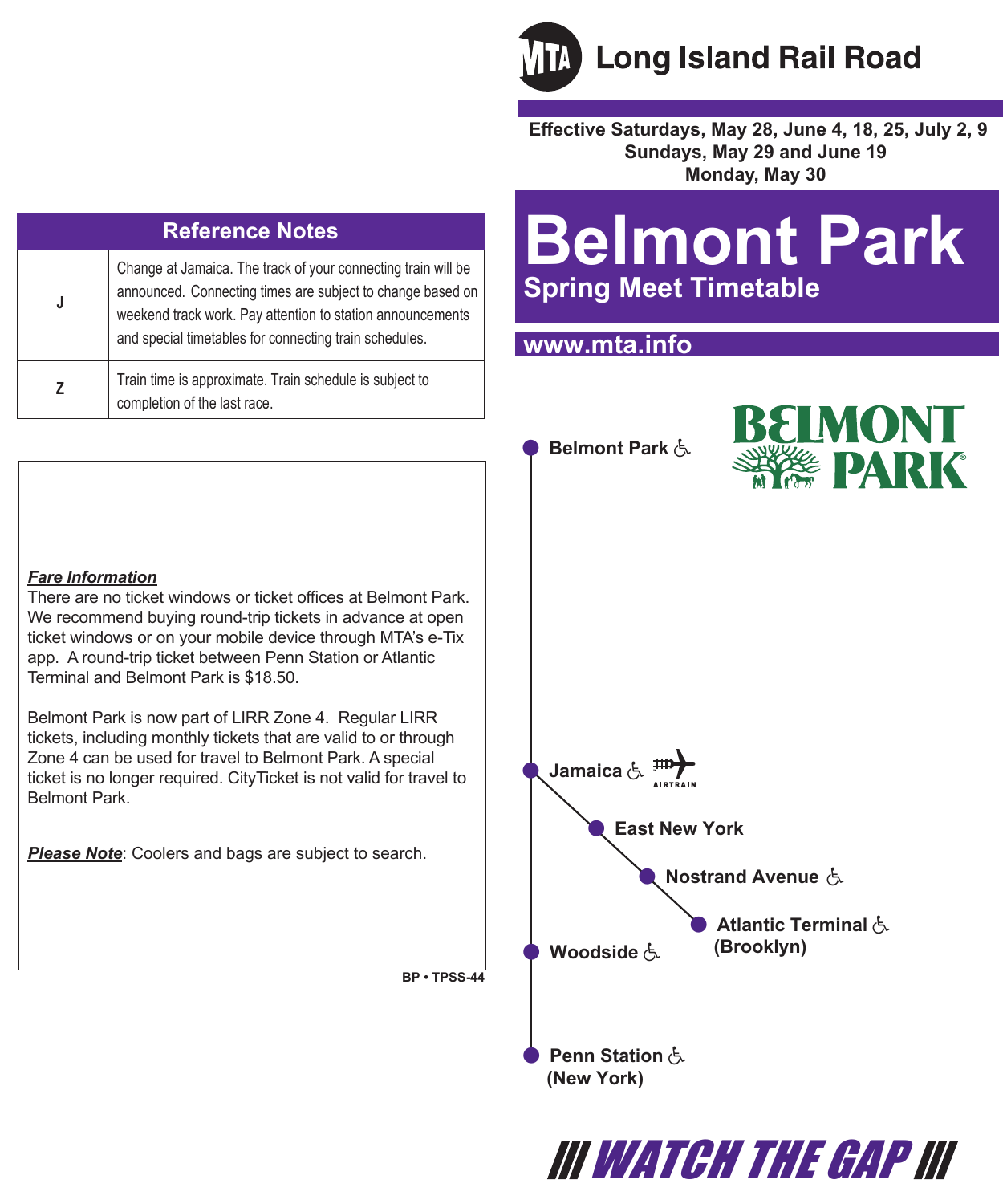# Long Island Rail Road

**Effective Saturdays, May 28, June 4, 18, 25, July 2, 9**
**Sundays, May 29 and June 19**
**Monday, May 30**

# Belmont Park

## Spring Meet Timetable

**www.mta.info**

## Reference Notes

| | |
|---|---|
| J | Change at Jamaica. The track of your connecting train will be announced. Connecting times are subject to change based on weekend track work. Pay attention to station announcements and special timetables for connecting train schedules. |
| Z | Train time is approximate. Train schedule is subject to completion of the last race. |

***Fare Information***

There are no ticket windows or ticket offices at Belmont Park. We recommend buying round-trip tickets in advance at open ticket windows or on your mobile device through MTA's e-Tix app. A round-trip ticket between Penn Station or Atlantic Terminal and Belmont Park is $18.50.

Belmont Park is now part of LIRR Zone 4. Regular LIRR tickets, including monthly tickets that are valid to or through Zone 4 can be used for travel to Belmont Park. A special ticket is no longer required. CityTicket is not valid for travel to Belmont Park.

***Please Note***: Coolers and bags are subject to search.

BP • TPSS-44

- **Belmont Park** ♿
- **Jamaica** ♿ AIRTRAIN
- **East New York**
- **Nostrand Avenue** ♿
- **Atlantic Terminal** ♿ **(Brooklyn)**
- **Woodside** ♿
- **Penn Station** ♿ **(New York)**

**/// WATCH THE GAP ///**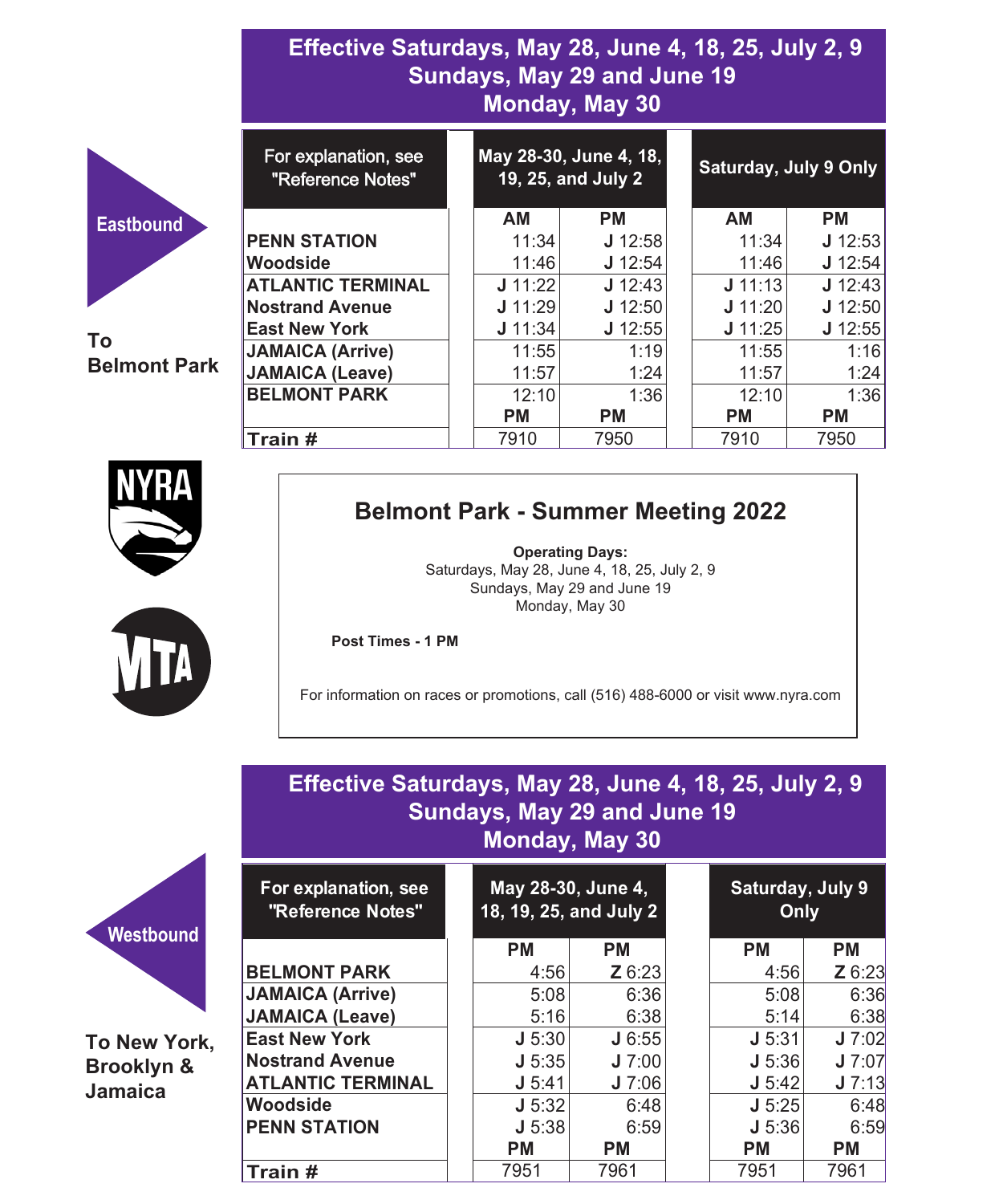## Effective Saturdays, May 28, June 4, 18, 25, July 2, 9
## Sundays, May 29 and June 19
## Monday, May 30

**Eastbound**

**To Belmont Park**

| For explanation, see "Reference Notes" | May 28-30, June 4, 18, 19, 25, and July 2 | | Saturday, July 9 Only | |
|---|---|---|---|---|
| | AM | PM | AM | PM |
| **PENN STATION** | 11:34 | J 12:58 | 11:34 | J 12:53 |
| **Woodside** | 11:46 | J 12:54 | 11:46 | J 12:54 |
| **ATLANTIC TERMINAL** | J 11:22 | J 12:43 | J 11:13 | J 12:43 |
| **Nostrand Avenue** | J 11:29 | J 12:50 | J 11:20 | J 12:50 |
| **East New York** | J 11:34 | J 12:55 | J 11:25 | J 12:55 |
| **JAMAICA (Arrive)** | 11:55 | 1:19 | 11:55 | 1:16 |
| **JAMAICA (Leave)** | 11:57 | 1:24 | 11:57 | 1:24 |
| **BELMONT PARK** | 12:10 | 1:36 | 12:10 | 1:36 |
| | PM | PM | PM | PM |
| **Train #** | 7910 | 7950 | 7910 | 7950 |

NYRA

MTA

### Belmont Park - Summer Meeting 2022

**Operating Days:**
Saturdays, May 28, June 4, 18, 25, July 2, 9
Sundays, May 29 and June 19
Monday, May 30

**Post Times - 1 PM**

For information on races or promotions, call (516) 488-6000 or visit www.nyra.com

## Effective Saturdays, May 28, June 4, 18, 25, July 2, 9
## Sundays, May 29 and June 19
## Monday, May 30

**Westbound**

**To New York, Brooklyn & Jamaica**

| For explanation, see "Reference Notes" | May 28-30, June 4, 18, 19, 25, and July 2 | | Saturday, July 9 Only | |
|---|---|---|---|---|
| | PM | PM | PM | PM |
| **BELMONT PARK** | 4:56 | Z 6:23 | 4:56 | Z 6:23 |
| **JAMAICA (Arrive)** | 5:08 | 6:36 | 5:08 | 6:36 |
| **JAMAICA (Leave)** | 5:16 | 6:38 | 5:14 | 6:38 |
| **East New York** | J 5:30 | J 6:55 | J 5:31 | J 7:02 |
| **Nostrand Avenue** | J 5:35 | J 7:00 | J 5:36 | J 7:07 |
| **ATLANTIC TERMINAL** | J 5:41 | J 7:06 | J 5:42 | J 7:13 |
| **Woodside** | J 5:32 | 6:48 | J 5:25 | 6:48 |
| **PENN STATION** | J 5:38 | 6:59 | J 5:36 | 6:59 |
| | PM | PM | PM | PM |
| **Train #** | 7951 | 7961 | 7951 | 7961 |